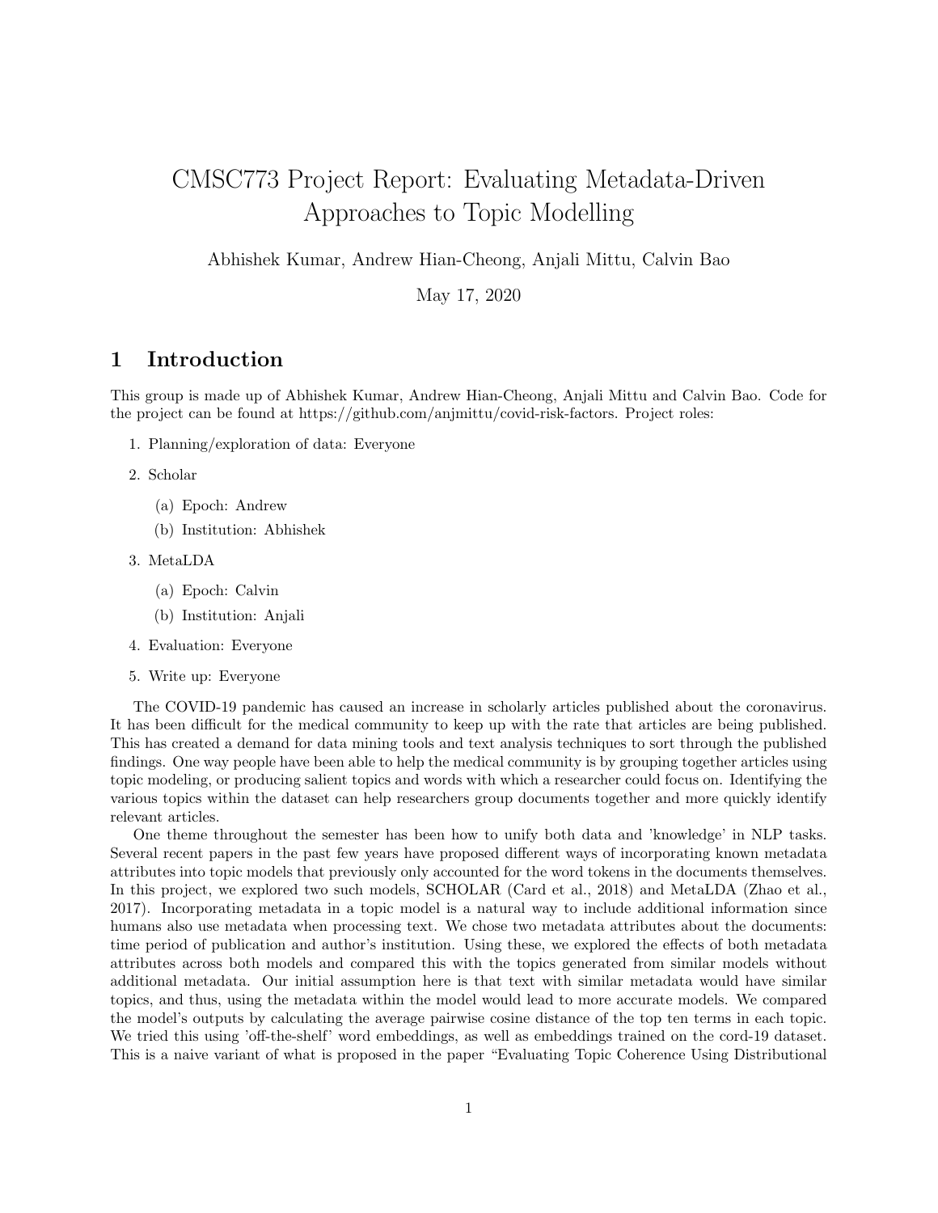# CMSC773 Project Report: Evaluating Metadata-Driven Approaches to Topic Modelling

Abhishek Kumar, Andrew Hian-Cheong, Anjali Mittu, Calvin Bao

May 17, 2020

## 1 Introduction

This group is made up of Abhishek Kumar, Andrew Hian-Cheong, Anjali Mittu and Calvin Bao. Code for the project can be found at https://github.com/anjmittu/covid-risk-factors. Project roles:

1. Planning/exploration of data: Everyone
2. Scholar
   (a) Epoch: Andrew
   (b) Institution: Abhishek
3. MetaLDA
   (a) Epoch: Calvin
   (b) Institution: Anjali
4. Evaluation: Everyone
5. Write up: Everyone

The COVID-19 pandemic has caused an increase in scholarly articles published about the coronavirus. It has been difficult for the medical community to keep up with the rate that articles are being published. This has created a demand for data mining tools and text analysis techniques to sort through the published findings. One way people have been able to help the medical community is by grouping together articles using topic modeling, or producing salient topics and words with which a researcher could focus on. Identifying the various topics within the dataset can help researchers group documents together and more quickly identify relevant articles.

One theme throughout the semester has been how to unify both data and 'knowledge' in NLP tasks. Several recent papers in the past few years have proposed different ways of incorporating known metadata attributes into topic models that previously only accounted for the word tokens in the documents themselves. In this project, we explored two such models, SCHOLAR (Card et al., 2018) and MetaLDA (Zhao et al., 2017). Incorporating metadata in a topic model is a natural way to include additional information since humans also use metadata when processing text. We chose two metadata attributes about the documents: time period of publication and author's institution. Using these, we explored the effects of both metadata attributes across both models and compared this with the topics generated from similar models without additional metadata. Our initial assumption here is that text with similar metadata would have similar topics, and thus, using the metadata within the model would lead to more accurate models. We compared the model's outputs by calculating the average pairwise cosine distance of the top ten terms in each topic. We tried this using 'off-the-shelf' word embeddings, as well as embeddings trained on the cord-19 dataset. This is a naive variant of what is proposed in the paper "Evaluating Topic Coherence Using Distributional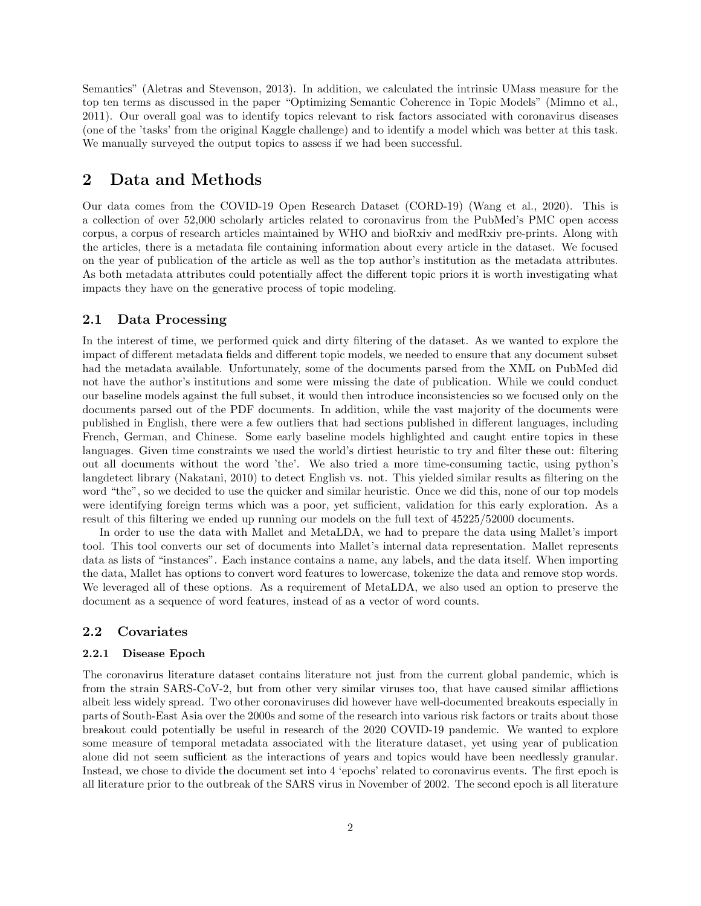Semantics" (Aletras and Stevenson, 2013). In addition, we calculated the intrinsic UMass measure for the top ten terms as discussed in the paper "Optimizing Semantic Coherence in Topic Models" (Mimno et al., 2011). Our overall goal was to identify topics relevant to risk factors associated with coronavirus diseases (one of the 'tasks' from the original Kaggle challenge) and to identify a model which was better at this task. We manually surveyed the output topics to assess if we had been successful.

# 2 Data and Methods

Our data comes from the COVID-19 Open Research Dataset (CORD-19) (Wang et al., 2020). This is a collection of over 52,000 scholarly articles related to coronavirus from the PubMed's PMC open access corpus, a corpus of research articles maintained by WHO and bioRxiv and medRxiv pre-prints. Along with the articles, there is a metadata file containing information about every article in the dataset. We focused on the year of publication of the article as well as the top author's institution as the metadata attributes. As both metadata attributes could potentially affect the different topic priors it is worth investigating what impacts they have on the generative process of topic modeling.

## 2.1 Data Processing

In the interest of time, we performed quick and dirty filtering of the dataset. As we wanted to explore the impact of different metadata fields and different topic models, we needed to ensure that any document subset had the metadata available. Unfortunately, some of the documents parsed from the XML on PubMed did not have the author's institutions and some were missing the date of publication. While we could conduct our baseline models against the full subset, it would then introduce inconsistencies so we focused only on the documents parsed out of the PDF documents. In addition, while the vast majority of the documents were published in English, there were a few outliers that had sections published in different languages, including French, German, and Chinese. Some early baseline models highlighted and caught entire topics in these languages. Given time constraints we used the world's dirtiest heuristic to try and filter these out: filtering out all documents without the word 'the'. We also tried a more time-consuming tactic, using python's langdetect library (Nakatani, 2010) to detect English vs. not. This yielded similar results as filtering on the word "the", so we decided to use the quicker and similar heuristic. Once we did this, none of our top models were identifying foreign terms which was a poor, yet sufficient, validation for this early exploration. As a result of this filtering we ended up running our models on the full text of 45225/52000 documents.

In order to use the data with Mallet and MetaLDA, we had to prepare the data using Mallet's import tool. This tool converts our set of documents into Mallet's internal data representation. Mallet represents data as lists of "instances". Each instance contains a name, any labels, and the data itself. When importing the data, Mallet has options to convert word features to lowercase, tokenize the data and remove stop words. We leveraged all of these options. As a requirement of MetaLDA, we also used an option to preserve the document as a sequence of word features, instead of as a vector of word counts.

## 2.2 Covariates

### 2.2.1 Disease Epoch

The coronavirus literature dataset contains literature not just from the current global pandemic, which is from the strain SARS-CoV-2, but from other very similar viruses too, that have caused similar afflictions albeit less widely spread. Two other coronaviruses did however have well-documented breakouts especially in parts of South-East Asia over the 2000s and some of the research into various risk factors or traits about those breakout could potentially be useful in research of the 2020 COVID-19 pandemic. We wanted to explore some measure of temporal metadata associated with the literature dataset, yet using year of publication alone did not seem sufficient as the interactions of years and topics would have been needlessly granular. Instead, we chose to divide the document set into 4 'epochs' related to coronavirus events. The first epoch is all literature prior to the outbreak of the SARS virus in November of 2002. The second epoch is all literature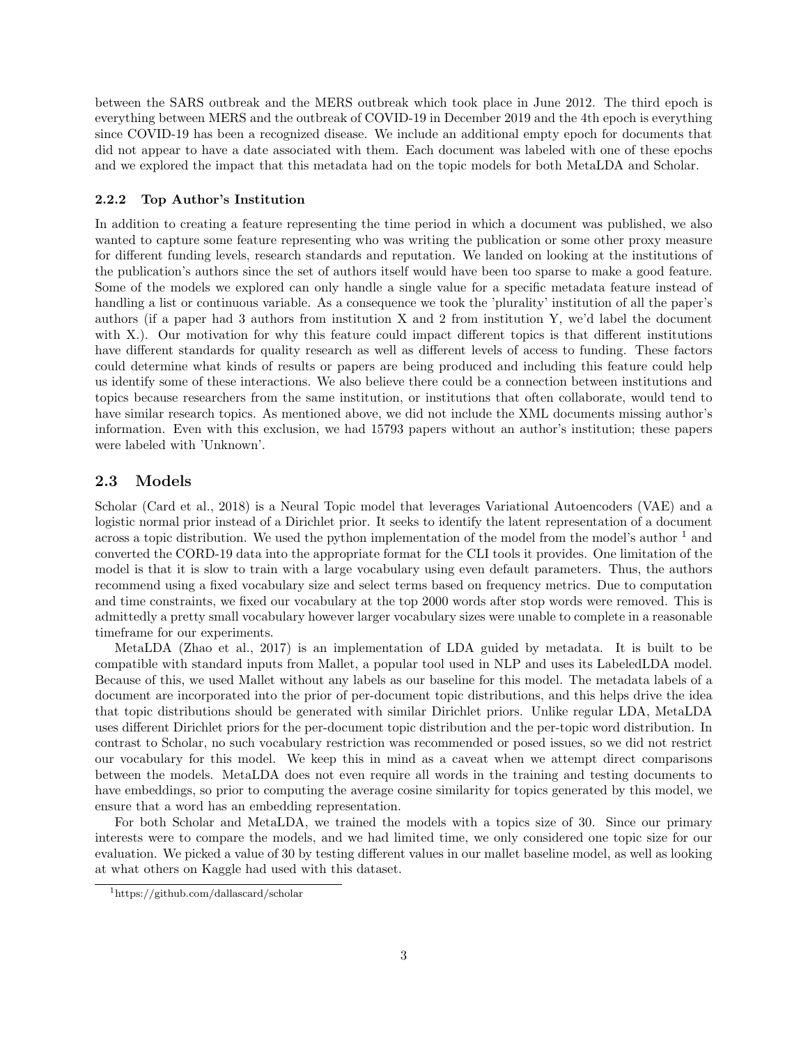between the SARS outbreak and the MERS outbreak which took place in June 2012. The third epoch is everything between MERS and the outbreak of COVID-19 in December 2019 and the 4th epoch is everything since COVID-19 has been a recognized disease. We include an additional empty epoch for documents that did not appear to have a date associated with them. Each document was labeled with one of these epochs and we explored the impact that this metadata had on the topic models for both MetaLDA and Scholar.

#### 2.2.2 Top Author's Institution

In addition to creating a feature representing the time period in which a document was published, we also wanted to capture some feature representing who was writing the publication or some other proxy measure for different funding levels, research standards and reputation. We landed on looking at the institutions of the publication's authors since the set of authors itself would have been too sparse to make a good feature. Some of the models we explored can only handle a single value for a specific metadata feature instead of handling a list or continuous variable. As a consequence we took the 'plurality' institution of all the paper's authors (if a paper had 3 authors from institution X and 2 from institution Y, we'd label the document with X.). Our motivation for why this feature could impact different topics is that different institutions have different standards for quality research as well as different levels of access to funding. These factors could determine what kinds of results or papers are being produced and including this feature could help us identify some of these interactions. We also believe there could be a connection between institutions and topics because researchers from the same institution, or institutions that often collaborate, would tend to have similar research topics. As mentioned above, we did not include the XML documents missing author's information. Even with this exclusion, we had 15793 papers without an author's institution; these papers were labeled with 'Unknown'.

### 2.3 Models

Scholar (Card et al., 2018) is a Neural Topic model that leverages Variational Autoencoders (VAE) and a logistic normal prior instead of a Dirichlet prior. It seeks to identify the latent representation of a document across a topic distribution. We used the python implementation of the model from the model's author [1] and converted the CORD-19 data into the appropriate format for the CLI tools it provides. One limitation of the model is that it is slow to train with a large vocabulary using even default parameters. Thus, the authors recommend using a fixed vocabulary size and select terms based on frequency metrics. Due to computation and time constraints, we fixed our vocabulary at the top 2000 words after stop words were removed. This is admittedly a pretty small vocabulary however larger vocabulary sizes were unable to complete in a reasonable timeframe for our experiments.

MetaLDA (Zhao et al., 2017) is an implementation of LDA guided by metadata. It is built to be compatible with standard inputs from Mallet, a popular tool used in NLP and uses its LabeledLDA model. Because of this, we used Mallet without any labels as our baseline for this model. The metadata labels of a document are incorporated into the prior of per-document topic distributions, and this helps drive the idea that topic distributions should be generated with similar Dirichlet priors. Unlike regular LDA, MetaLDA uses different Dirichlet priors for the per-document topic distribution and the per-topic word distribution. In contrast to Scholar, no such vocabulary restriction was recommended or posed issues, so we did not restrict our vocabulary for this model. We keep this in mind as a caveat when we attempt direct comparisons between the models. MetaLDA does not even require all words in the training and testing documents to have embeddings, so prior to computing the average cosine similarity for topics generated by this model, we ensure that a word has an embedding representation.

For both Scholar and MetaLDA, we trained the models with a topics size of 30. Since our primary interests were to compare the models, and we had limited time, we only considered one topic size for our evaluation. We picked a value of 30 by testing different values in our mallet baseline model, as well as looking at what others on Kaggle had used with this dataset.

[1] https://github.com/dallascard/scholar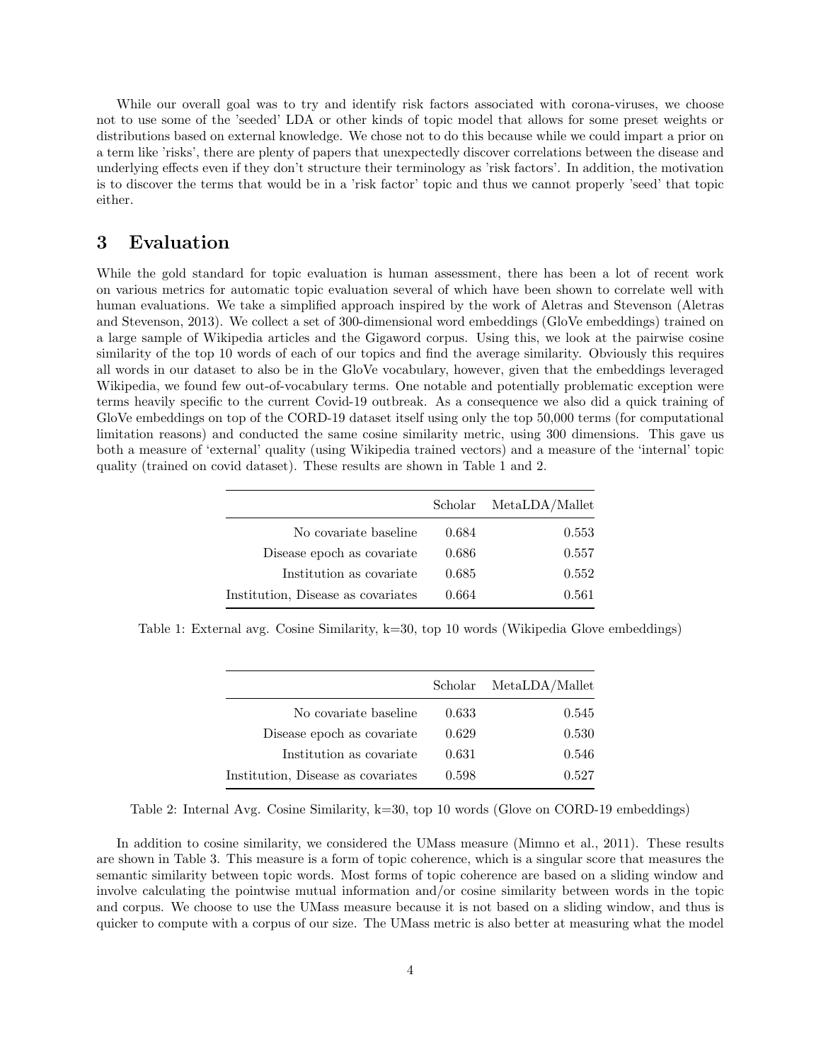While our overall goal was to try and identify risk factors associated with corona-viruses, we choose not to use some of the 'seeded' LDA or other kinds of topic model that allows for some preset weights or distributions based on external knowledge. We chose not to do this because while we could impart a prior on a term like 'risks', there are plenty of papers that unexpectedly discover correlations between the disease and underlying effects even if they don't structure their terminology as 'risk factors'. In addition, the motivation is to discover the terms that would be in a 'risk factor' topic and thus we cannot properly 'seed' that topic either.

# 3 Evaluation

While the gold standard for topic evaluation is human assessment, there has been a lot of recent work on various metrics for automatic topic evaluation several of which have been shown to correlate well with human evaluations. We take a simplified approach inspired by the work of Aletras and Stevenson (Aletras and Stevenson, 2013). We collect a set of 300-dimensional word embeddings (GloVe embeddings) trained on a large sample of Wikipedia articles and the Gigaword corpus. Using this, we look at the pairwise cosine similarity of the top 10 words of each of our topics and find the average similarity. Obviously this requires all words in our dataset to also be in the GloVe vocabulary, however, given that the embeddings leveraged Wikipedia, we found few out-of-vocabulary terms. One notable and potentially problematic exception were terms heavily specific to the current Covid-19 outbreak. As a consequence we also did a quick training of GloVe embeddings on top of the CORD-19 dataset itself using only the top 50,000 terms (for computational limitation reasons) and conducted the same cosine similarity metric, using 300 dimensions. This gave us both a measure of 'external' quality (using Wikipedia trained vectors) and a measure of the 'internal' topic quality (trained on covid dataset). These results are shown in Table 1 and 2.

| | Scholar | MetaLDA/Mallet |
|---:|---:|---:|
| No covariate baseline | 0.684 | 0.553 |
| Disease epoch as covariate | 0.686 | 0.557 |
| Institution as covariate | 0.685 | 0.552 |
| Institution, Disease as covariates | 0.664 | 0.561 |

Table 1: External avg. Cosine Similarity, k=30, top 10 words (Wikipedia Glove embeddings)

| | Scholar | MetaLDA/Mallet |
|---:|---:|---:|
| No covariate baseline | 0.633 | 0.545 |
| Disease epoch as covariate | 0.629 | 0.530 |
| Institution as covariate | 0.631 | 0.546 |
| Institution, Disease as covariates | 0.598 | 0.527 |

Table 2: Internal Avg. Cosine Similarity, k=30, top 10 words (Glove on CORD-19 embeddings)

In addition to cosine similarity, we considered the UMass measure (Mimno et al., 2011). These results are shown in Table 3. This measure is a form of topic coherence, which is a singular score that measures the semantic similarity between topic words. Most forms of topic coherence are based on a sliding window and involve calculating the pointwise mutual information and/or cosine similarity between words in the topic and corpus. We choose to use the UMass measure because it is not based on a sliding window, and thus is quicker to compute with a corpus of our size. The UMass metric is also better at measuring what the model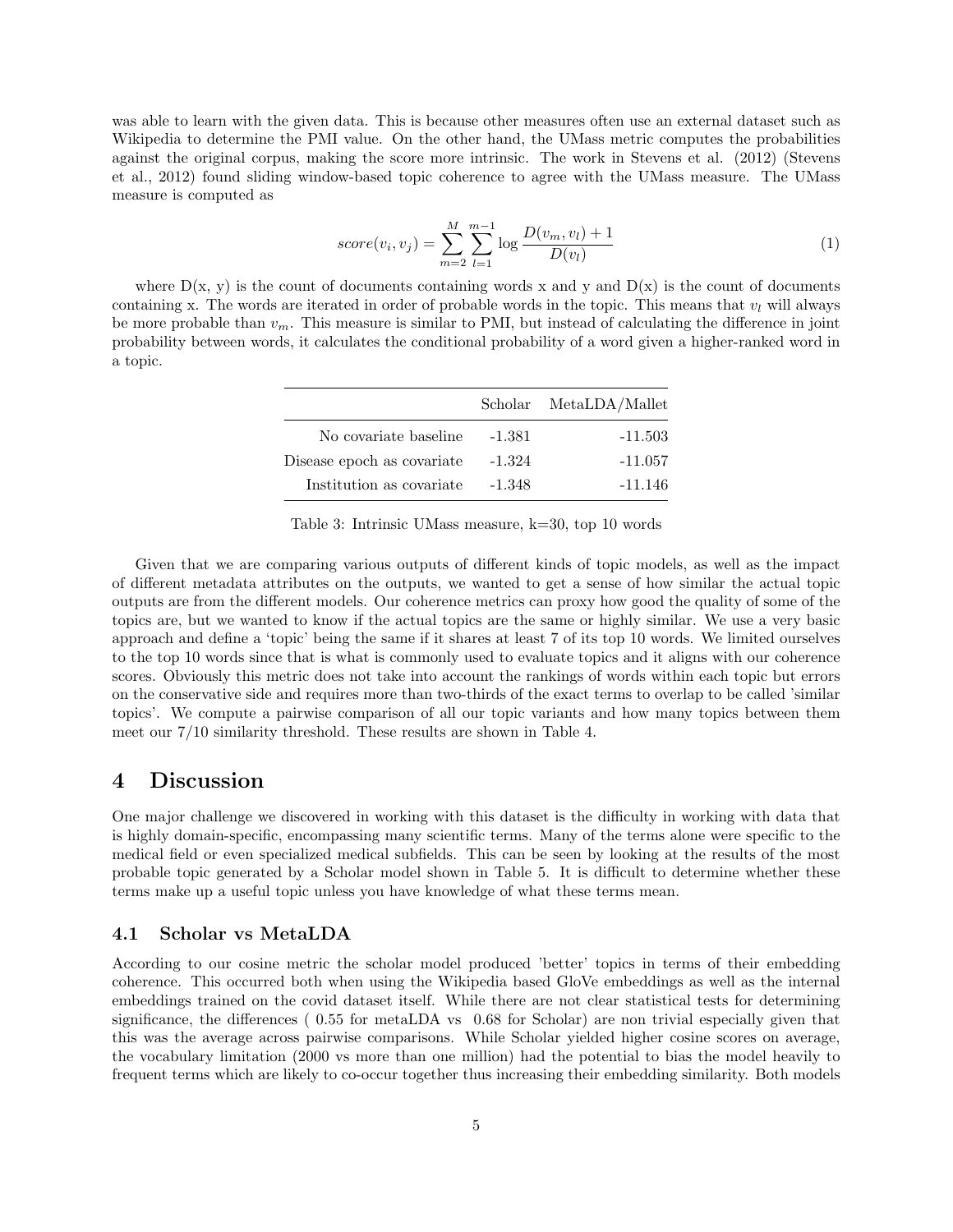was able to learn with the given data. This is because other measures often use an external dataset such as Wikipedia to determine the PMI value. On the other hand, the UMass metric computes the probabilities against the original corpus, making the score more intrinsic. The work in Stevens et al. (2012) (Stevens et al., 2012) found sliding window-based topic coherence to agree with the UMass measure. The UMass measure is computed as

$$score(v_i, v_j) = \sum_{m=2}^{M} \sum_{l=1}^{m-1} \log \frac{D(v_m, v_l) + 1}{D(v_l)} \tag{1}$$

where D(x, y) is the count of documents containing words x and y and D(x) is the count of documents containing x. The words are iterated in order of probable words in the topic. This means that $v_l$ will always be more probable than $v_m$. This measure is similar to PMI, but instead of calculating the difference in joint probability between words, it calculates the conditional probability of a word given a higher-ranked word in a topic.

| | Scholar | MetaLDA/Mallet |
|---|---|---|
| No covariate baseline | -1.381 | -11.503 |
| Disease epoch as covariate | -1.324 | -11.057 |
| Institution as covariate | -1.348 | -11.146 |

Table 3: Intrinsic UMass measure, k=30, top 10 words

Given that we are comparing various outputs of different kinds of topic models, as well as the impact of different metadata attributes on the outputs, we wanted to get a sense of how similar the actual topic outputs are from the different models. Our coherence metrics can proxy how good the quality of some of the topics are, but we wanted to know if the actual topics are the same or highly similar. We use a very basic approach and define a 'topic' being the same if it shares at least 7 of its top 10 words. We limited ourselves to the top 10 words since that is what is commonly used to evaluate topics and it aligns with our coherence scores. Obviously this metric does not take into account the rankings of words within each topic but errors on the conservative side and requires more than two-thirds of the exact terms to overlap to be called 'similar topics'. We compute a pairwise comparison of all our topic variants and how many topics between them meet our 7/10 similarity threshold. These results are shown in Table 4.

# 4 Discussion

One major challenge we discovered in working with this dataset is the difficulty in working with data that is highly domain-specific, encompassing many scientific terms. Many of the terms alone were specific to the medical field or even specialized medical subfields. This can be seen by looking at the results of the most probable topic generated by a Scholar model shown in Table 5. It is difficult to determine whether these terms make up a useful topic unless you have knowledge of what these terms mean.

## 4.1 Scholar vs MetaLDA

According to our cosine metric the scholar model produced 'better' topics in terms of their embedding coherence. This occurred both when using the Wikipedia based GloVe embeddings as well as the internal embeddings trained on the covid dataset itself. While there are not clear statistical tests for determining significance, the differences ( 0.55 for metaLDA vs 0.68 for Scholar) are non trivial especially given that this was the average across pairwise comparisons. While Scholar yielded higher cosine scores on average, the vocabulary limitation (2000 vs more than one million) had the potential to bias the model heavily to frequent terms which are likely to co-occur together thus increasing their embedding similarity. Both models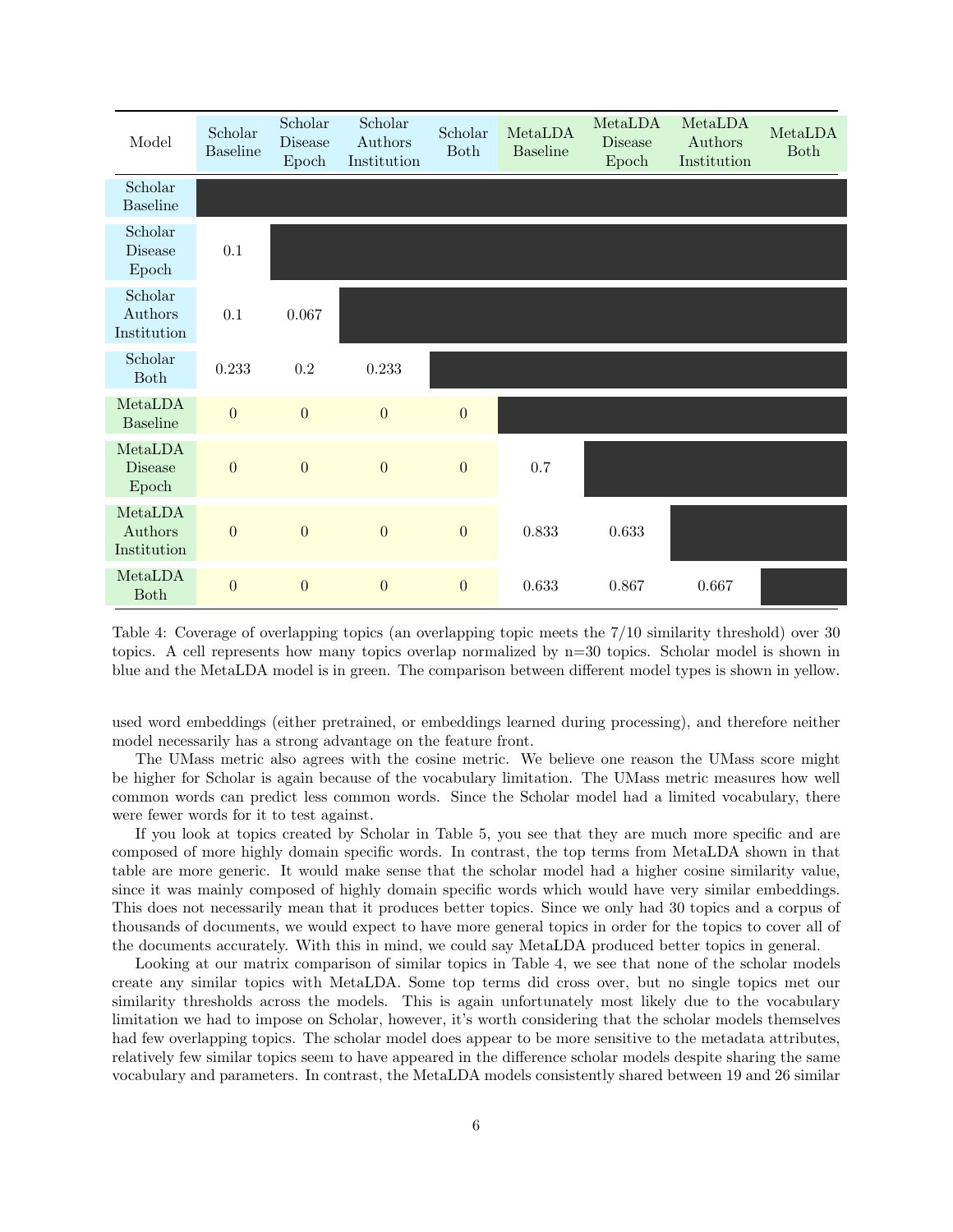| Model | Scholar Baseline | Scholar Disease Epoch | Scholar Authors Institution | Scholar Both | MetaLDA Baseline | MetaLDA Disease Epoch | MetaLDA Authors Institution | MetaLDA Both |
|---|---|---|---|---|---|---|---|---|
| Scholar Baseline | | | | | | | | |
| Scholar Disease Epoch | 0.1 | | | | | | | |
| Scholar Authors Institution | 0.1 | 0.067 | | | | | | |
| Scholar Both | 0.233 | 0.2 | 0.233 | | | | | |
| MetaLDA Baseline | 0 | 0 | 0 | 0 | | | | |
| MetaLDA Disease Epoch | 0 | 0 | 0 | 0 | 0.7 | | | |
| MetaLDA Authors Institution | 0 | 0 | 0 | 0 | 0.833 | 0.633 | | |
| MetaLDA Both | 0 | 0 | 0 | 0 | 0.633 | 0.867 | 0.667 | |

Table 4: Coverage of overlapping topics (an overlapping topic meets the 7/10 similarity threshold) over 30 topics. A cell represents how many topics overlap normalized by n=30 topics. Scholar model is shown in blue and the MetaLDA model is in green. The comparison between different model types is shown in yellow.

used word embeddings (either pretrained, or embeddings learned during processing), and therefore neither model necessarily has a strong advantage on the feature front.

The UMass metric also agrees with the cosine metric. We believe one reason the UMass score might be higher for Scholar is again because of the vocabulary limitation. The UMass metric measures how well common words can predict less common words. Since the Scholar model had a limited vocabulary, there were fewer words for it to test against.

If you look at topics created by Scholar in Table 5, you see that they are much more specific and are composed of more highly domain specific words. In contrast, the top terms from MetaLDA shown in that table are more generic. It would make sense that the scholar model had a higher cosine similarity value, since it was mainly composed of highly domain specific words which would have very similar embeddings. This does not necessarily mean that it produces better topics. Since we only had 30 topics and a corpus of thousands of documents, we would expect to have more general topics in order for the topics to cover all of the documents accurately. With this in mind, we could say MetaLDA produced better topics in general.

Looking at our matrix comparison of similar topics in Table 4, we see that none of the scholar models create any similar topics with MetaLDA. Some top terms did cross over, but no single topics met our similarity thresholds across the models. This is again unfortunately most likely due to the vocabulary limitation we had to impose on Scholar, however, it's worth considering that the scholar models themselves had few overlapping topics. The scholar model does appear to be more sensitive to the metadata attributes, relatively few similar topics seem to have appeared in the difference scholar models despite sharing the same vocabulary and parameters. In contrast, the MetaLDA models consistently shared between 19 and 26 similar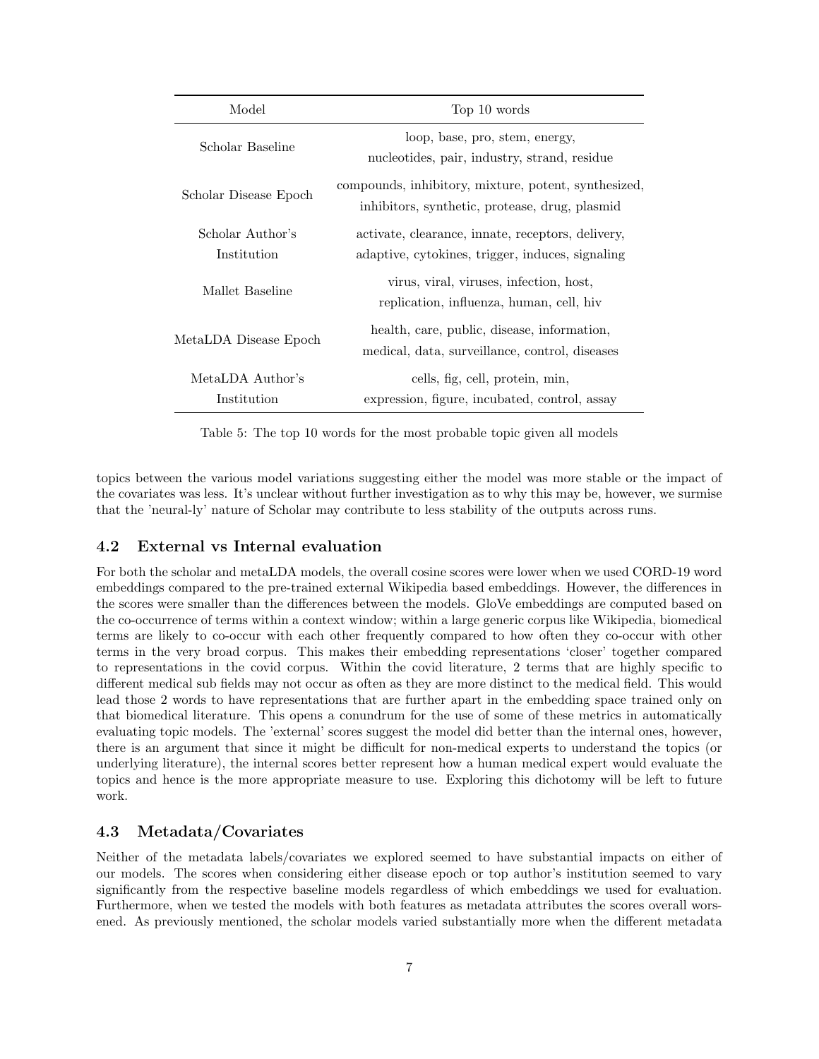| Model | Top 10 words |
|---|---|
| Scholar Baseline | loop, base, pro, stem, energy, nucleotides, pair, industry, strand, residue |
| Scholar Disease Epoch | compounds, inhibitory, mixture, potent, synthesized, inhibitors, synthetic, protease, drug, plasmid |
| Scholar Author's Institution | activate, clearance, innate, receptors, delivery, adaptive, cytokines, trigger, induces, signaling |
| Mallet Baseline | virus, viral, viruses, infection, host, replication, influenza, human, cell, hiv |
| MetaLDA Disease Epoch | health, care, public, disease, information, medical, data, surveillance, control, diseases |
| MetaLDA Author's Institution | cells, fig, cell, protein, min, expression, figure, incubated, control, assay |

Table 5: The top 10 words for the most probable topic given all models

topics between the various model variations suggesting either the model was more stable or the impact of the covariates was less. It's unclear without further investigation as to why this may be, however, we surmise that the 'neural-ly' nature of Scholar may contribute to less stability of the outputs across runs.

### 4.2 External vs Internal evaluation

For both the scholar and metaLDA models, the overall cosine scores were lower when we used CORD-19 word embeddings compared to the pre-trained external Wikipedia based embeddings. However, the differences in the scores were smaller than the differences between the models. GloVe embeddings are computed based on the co-occurrence of terms within a context window; within a large generic corpus like Wikipedia, biomedical terms are likely to co-occur with each other frequently compared to how often they co-occur with other terms in the very broad corpus. This makes their embedding representations 'closer' together compared to representations in the covid corpus. Within the covid literature, 2 terms that are highly specific to different medical sub fields may not occur as often as they are more distinct to the medical field. This would lead those 2 words to have representations that are further apart in the embedding space trained only on that biomedical literature. This opens a conundrum for the use of some of these metrics in automatically evaluating topic models. The 'external' scores suggest the model did better than the internal ones, however, there is an argument that since it might be difficult for non-medical experts to understand the topics (or underlying literature), the internal scores better represent how a human medical expert would evaluate the topics and hence is the more appropriate measure to use. Exploring this dichotomy will be left to future work.

### 4.3 Metadata/Covariates

Neither of the metadata labels/covariates we explored seemed to have substantial impacts on either of our models. The scores when considering either disease epoch or top author's institution seemed to vary significantly from the respective baseline models regardless of which embeddings we used for evaluation. Furthermore, when we tested the models with both features as metadata attributes the scores overall worsened. As previously mentioned, the scholar models varied substantially more when the different metadata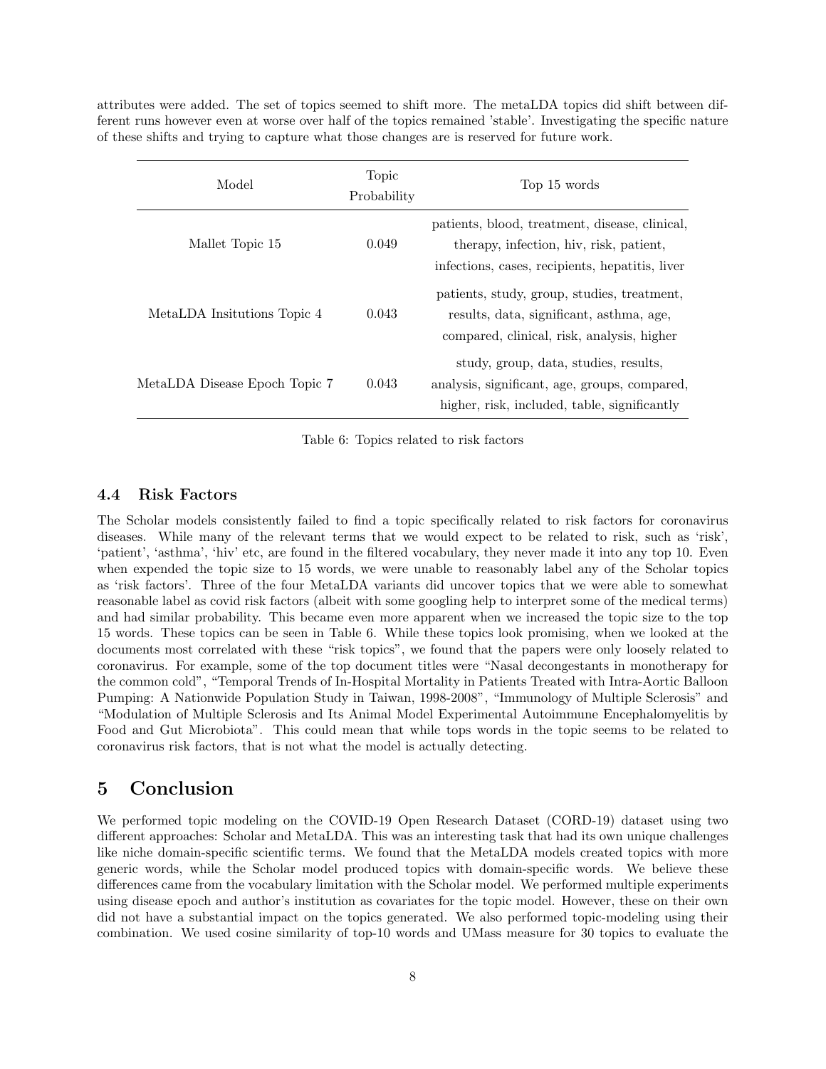attributes were added. The set of topics seemed to shift more. The metaLDA topics did shift between different runs however even at worse over half of the topics remained 'stable'. Investigating the specific nature of these shifts and trying to capture what those changes are is reserved for future work.

| Model | Topic Probability | Top 15 words |
|---|---|---|
| Mallet Topic 15 | 0.049 | patients, blood, treatment, disease, clinical, therapy, infection, hiv, risk, patient, infections, cases, recipients, hepatitis, liver |
| MetaLDA Insitutions Topic 4 | 0.043 | patients, study, group, studies, treatment, results, data, significant, asthma, age, compared, clinical, risk, analysis, higher |
| MetaLDA Disease Epoch Topic 7 | 0.043 | study, group, data, studies, results, analysis, significant, age, groups, compared, higher, risk, included, table, significantly |

Table 6: Topics related to risk factors

### 4.4 Risk Factors

The Scholar models consistently failed to find a topic specifically related to risk factors for coronavirus diseases. While many of the relevant terms that we would expect to be related to risk, such as 'risk', 'patient', 'asthma', 'hiv' etc, are found in the filtered vocabulary, they never made it into any top 10. Even when expended the topic size to 15 words, we were unable to reasonably label any of the Scholar topics as 'risk factors'. Three of the four MetaLDA variants did uncover topics that we were able to somewhat reasonable label as covid risk factors (albeit with some googling help to interpret some of the medical terms) and had similar probability. This became even more apparent when we increased the topic size to the top 15 words. These topics can be seen in Table 6. While these topics look promising, when we looked at the documents most correlated with these "risk topics", we found that the papers were only loosely related to coronavirus. For example, some of the top document titles were "Nasal decongestants in monotherapy for the common cold", "Temporal Trends of In-Hospital Mortality in Patients Treated with Intra-Aortic Balloon Pumping: A Nationwide Population Study in Taiwan, 1998-2008", "Immunology of Multiple Sclerosis" and "Modulation of Multiple Sclerosis and Its Animal Model Experimental Autoimmune Encephalomyelitis by Food and Gut Microbiota". This could mean that while tops words in the topic seems to be related to coronavirus risk factors, that is not what the model is actually detecting.

## 5 Conclusion

We performed topic modeling on the COVID-19 Open Research Dataset (CORD-19) dataset using two different approaches: Scholar and MetaLDA. This was an interesting task that had its own unique challenges like niche domain-specific scientific terms. We found that the MetaLDA models created topics with more generic words, while the Scholar model produced topics with domain-specific words. We believe these differences came from the vocabulary limitation with the Scholar model. We performed multiple experiments using disease epoch and author's institution as covariates for the topic model. However, these on their own did not have a substantial impact on the topics generated. We also performed topic-modeling using their combination. We used cosine similarity of top-10 words and UMass measure for 30 topics to evaluate the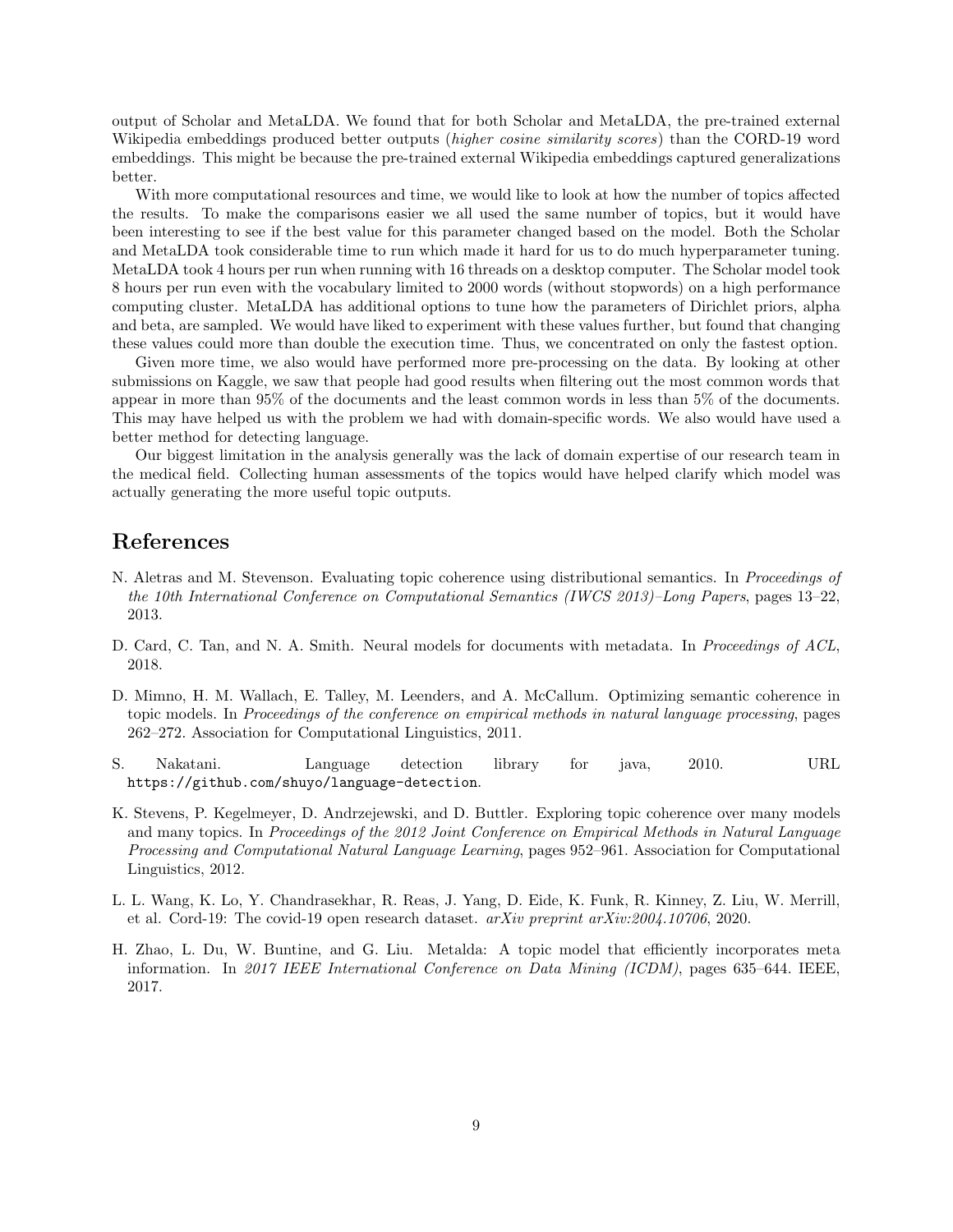output of Scholar and MetaLDA. We found that for both Scholar and MetaLDA, the pre-trained external Wikipedia embeddings produced better outputs (*higher cosine similarity scores*) than the CORD-19 word embeddings. This might be because the pre-trained external Wikipedia embeddings captured generalizations better.

With more computational resources and time, we would like to look at how the number of topics affected the results. To make the comparisons easier we all used the same number of topics, but it would have been interesting to see if the best value for this parameter changed based on the model. Both the Scholar and MetaLDA took considerable time to run which made it hard for us to do much hyperparameter tuning. MetaLDA took 4 hours per run when running with 16 threads on a desktop computer. The Scholar model took 8 hours per run even with the vocabulary limited to 2000 words (without stopwords) on a high performance computing cluster. MetaLDA has additional options to tune how the parameters of Dirichlet priors, alpha and beta, are sampled. We would have liked to experiment with these values further, but found that changing these values could more than double the execution time. Thus, we concentrated on only the fastest option.

Given more time, we also would have performed more pre-processing on the data. By looking at other submissions on Kaggle, we saw that people had good results when filtering out the most common words that appear in more than 95% of the documents and the least common words in less than 5% of the documents. This may have helped us with the problem we had with domain-specific words. We also would have used a better method for detecting language.

Our biggest limitation in the analysis generally was the lack of domain expertise of our research team in the medical field. Collecting human assessments of the topics would have helped clarify which model was actually generating the more useful topic outputs.

## References

N. Aletras and M. Stevenson. Evaluating topic coherence using distributional semantics. In *Proceedings of the 10th International Conference on Computational Semantics (IWCS 2013)–Long Papers*, pages 13–22, 2013.

D. Card, C. Tan, and N. A. Smith. Neural models for documents with metadata. In *Proceedings of ACL*, 2018.

D. Mimno, H. M. Wallach, E. Talley, M. Leenders, and A. McCallum. Optimizing semantic coherence in topic models. In *Proceedings of the conference on empirical methods in natural language processing*, pages 262–272. Association for Computational Linguistics, 2011.

S. Nakatani. Language detection library for java, 2010. URL `https://github.com/shuyo/language-detection`.

K. Stevens, P. Kegelmeyer, D. Andrzejewski, and D. Buttler. Exploring topic coherence over many models and many topics. In *Proceedings of the 2012 Joint Conference on Empirical Methods in Natural Language Processing and Computational Natural Language Learning*, pages 952–961. Association for Computational Linguistics, 2012.

L. L. Wang, K. Lo, Y. Chandrasekhar, R. Reas, J. Yang, D. Eide, K. Funk, R. Kinney, Z. Liu, W. Merrill, et al. Cord-19: The covid-19 open research dataset. *arXiv preprint arXiv:2004.10706*, 2020.

H. Zhao, L. Du, W. Buntine, and G. Liu. Metalda: A topic model that efficiently incorporates meta information. In *2017 IEEE International Conference on Data Mining (ICDM)*, pages 635–644. IEEE, 2017.